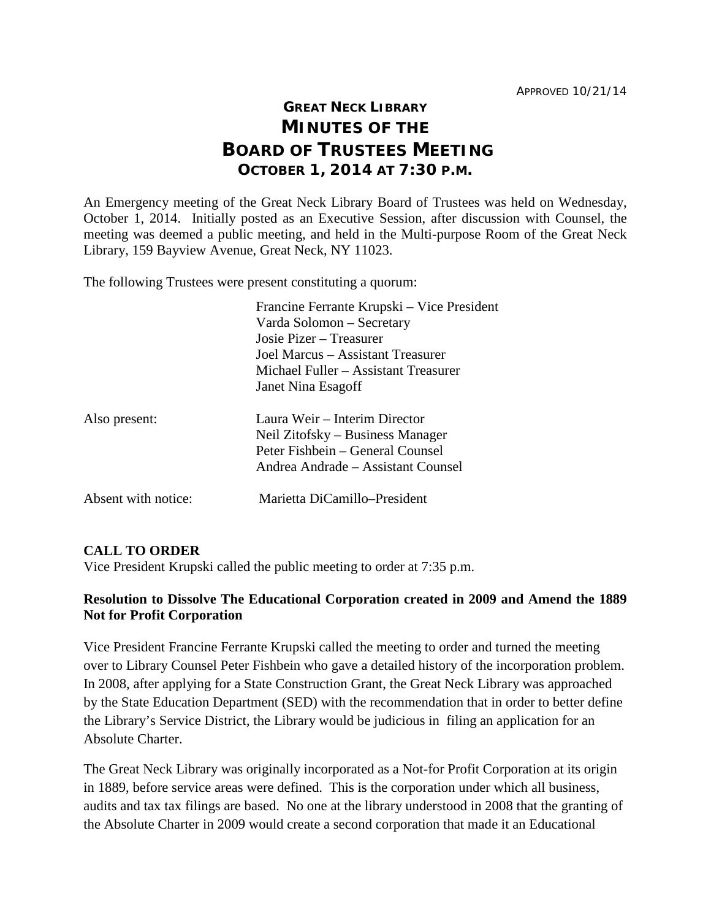APPROVED 10/21/14

# GREAT NECK LIBRARY
# MINUTES OF THE
# BOARD OF TRUSTEES MEETING
## OCTOBER 1, 2014 AT 7:30 P.M.

An Emergency meeting of the Great Neck Library Board of Trustees was held on Wednesday, October 1, 2014. Initially posted as an Executive Session, after discussion with Counsel, the meeting was deemed a public meeting, and held in the Multi-purpose Room of the Great Neck Library, 159 Bayview Avenue, Great Neck, NY 11023.

The following Trustees were present constituting a quorum:

Francine Ferrante Krupski – Vice President
Varda Solomon – Secretary
Josie Pizer – Treasurer
Joel Marcus – Assistant Treasurer
Michael Fuller – Assistant Treasurer
Janet Nina Esagoff

Also present:

Laura Weir – Interim Director
Neil Zitofsky – Business Manager
Peter Fishbein – General Counsel
Andrea Andrade – Assistant Counsel

Absent with notice: Marietta DiCamillo–President

**CALL TO ORDER**
Vice President Krupski called the public meeting to order at 7:35 p.m.

**Resolution to Dissolve The Educational Corporation created in 2009 and Amend the 1889 Not for Profit Corporation**

Vice President Francine Ferrante Krupski called the meeting to order and turned the meeting over to Library Counsel Peter Fishbein who gave a detailed history of the incorporation problem. In 2008, after applying for a State Construction Grant, the Great Neck Library was approached by the State Education Department (SED) with the recommendation that in order to better define the Library's Service District, the Library would be judicious in filing an application for an Absolute Charter.

The Great Neck Library was originally incorporated as a Not-for Profit Corporation at its origin in 1889, before service areas were defined. This is the corporation under which all business, audits and tax tax filings are based. No one at the library understood in 2008 that the granting of the Absolute Charter in 2009 would create a second corporation that made it an Educational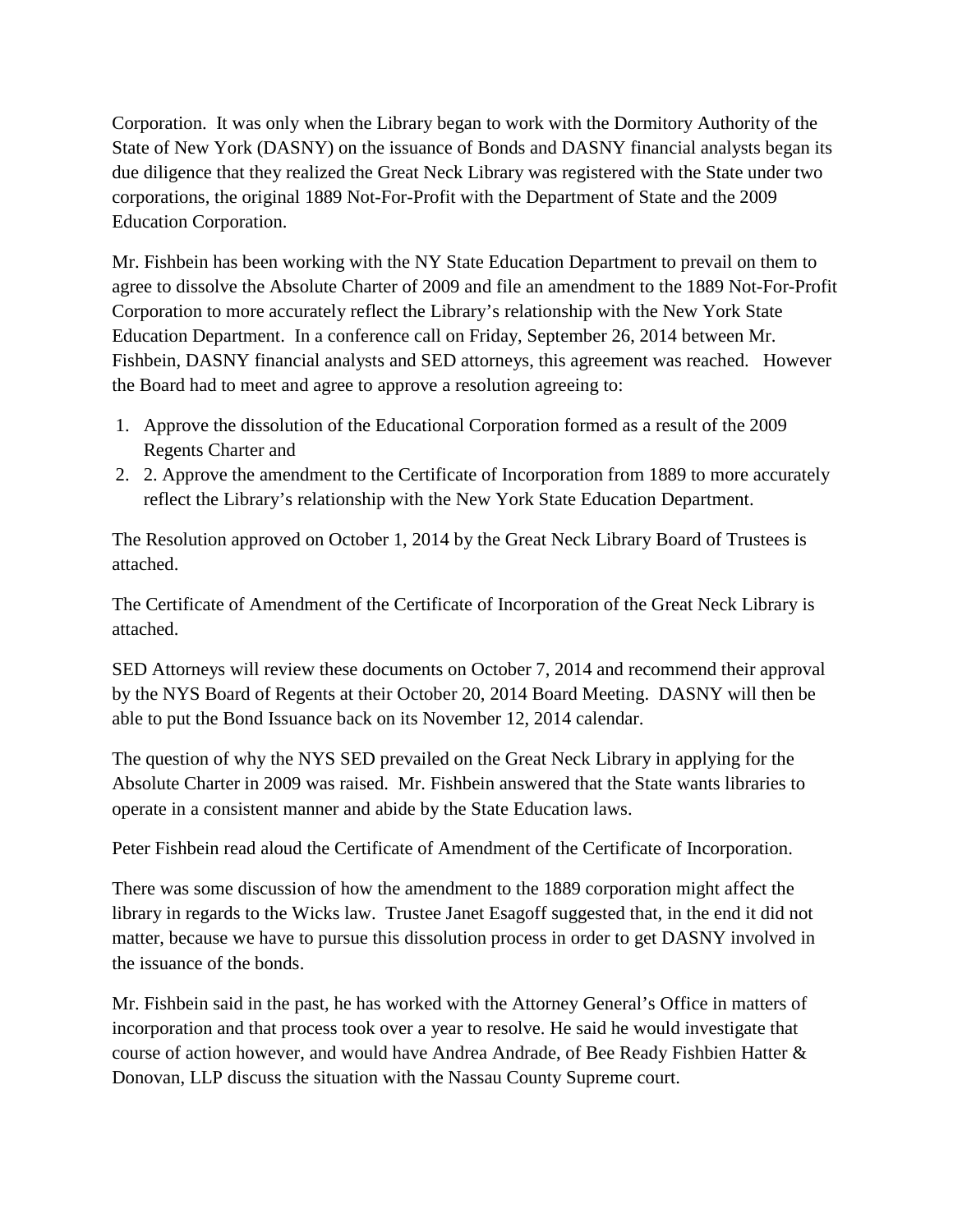Corporation. It was only when the Library began to work with the Dormitory Authority of the State of New York (DASNY) on the issuance of Bonds and DASNY financial analysts began its due diligence that they realized the Great Neck Library was registered with the State under two corporations, the original 1889 Not-For-Profit with the Department of State and the 2009 Education Corporation.

Mr. Fishbein has been working with the NY State Education Department to prevail on them to agree to dissolve the Absolute Charter of 2009 and file an amendment to the 1889 Not-For-Profit Corporation to more accurately reflect the Library's relationship with the New York State Education Department. In a conference call on Friday, September 26, 2014 between Mr. Fishbein, DASNY financial analysts and SED attorneys, this agreement was reached. However the Board had to meet and agree to approve a resolution agreeing to:

1. Approve the dissolution of the Educational Corporation formed as a result of the 2009 Regents Charter and
2. 2. Approve the amendment to the Certificate of Incorporation from 1889 to more accurately reflect the Library's relationship with the New York State Education Department.

The Resolution approved on October 1, 2014 by the Great Neck Library Board of Trustees is attached.

The Certificate of Amendment of the Certificate of Incorporation of the Great Neck Library is attached.

SED Attorneys will review these documents on October 7, 2014 and recommend their approval by the NYS Board of Regents at their October 20, 2014 Board Meeting. DASNY will then be able to put the Bond Issuance back on its November 12, 2014 calendar.

The question of why the NYS SED prevailed on the Great Neck Library in applying for the Absolute Charter in 2009 was raised. Mr. Fishbein answered that the State wants libraries to operate in a consistent manner and abide by the State Education laws.

Peter Fishbein read aloud the Certificate of Amendment of the Certificate of Incorporation.

There was some discussion of how the amendment to the 1889 corporation might affect the library in regards to the Wicks law. Trustee Janet Esagoff suggested that, in the end it did not matter, because we have to pursue this dissolution process in order to get DASNY involved in the issuance of the bonds.

Mr. Fishbein said in the past, he has worked with the Attorney General's Office in matters of incorporation and that process took over a year to resolve. He said he would investigate that course of action however, and would have Andrea Andrade, of Bee Ready Fishbien Hatter & Donovan, LLP discuss the situation with the Nassau County Supreme court.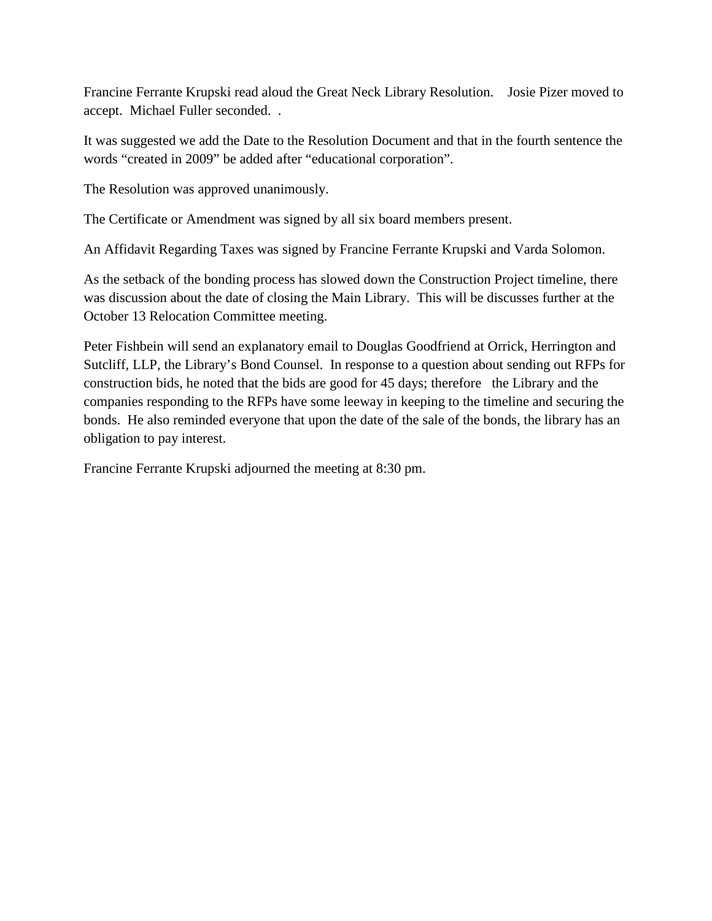Francine Ferrante Krupski read aloud the Great Neck Library Resolution.   Josie Pizer moved to accept.  Michael Fuller seconded.  .

It was suggested we add the Date to the Resolution Document and that in the fourth sentence the words "created in 2009" be added after "educational corporation".

The Resolution was approved unanimously.

The Certificate or Amendment was signed by all six board members present.

An Affidavit Regarding Taxes was signed by Francine Ferrante Krupski and Varda Solomon.

As the setback of the bonding process has slowed down the Construction Project timeline, there was discussion about the date of closing the Main Library.  This will be discusses further at the October 13 Relocation Committee meeting.

Peter Fishbein will send an explanatory email to Douglas Goodfriend at Orrick, Herrington and Sutcliff, LLP, the Library's Bond Counsel.  In response to a question about sending out RFPs for construction bids, he noted that the bids are good for 45 days; therefore   the Library and the companies responding to the RFPs have some leeway in keeping to the timeline and securing the bonds.  He also reminded everyone that upon the date of the sale of the bonds, the library has an obligation to pay interest.

Francine Ferrante Krupski adjourned the meeting at 8:30 pm.